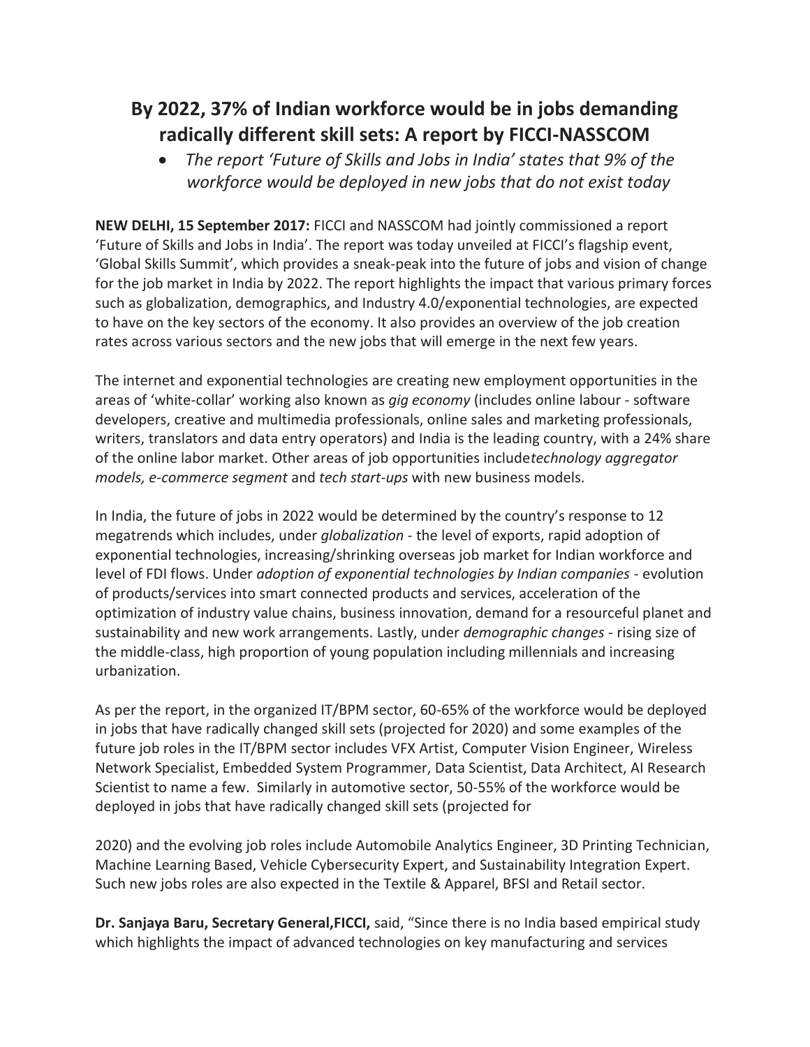# By 2022, 37% of Indian workforce would be in jobs demanding radically different skill sets: A report by FICCI-NASSCOM

- *The report 'Future of Skills and Jobs in India' states that 9% of the workforce would be deployed in new jobs that do not exist today*

**NEW DELHI, 15 September 2017:** FICCI and NASSCOM had jointly commissioned a report 'Future of Skills and Jobs in India'. The report was today unveiled at FICCI's flagship event, 'Global Skills Summit', which provides a sneak-peak into the future of jobs and vision of change for the job market in India by 2022. The report highlights the impact that various primary forces such as globalization, demographics, and Industry 4.0/exponential technologies, are expected to have on the key sectors of the economy. It also provides an overview of the job creation rates across various sectors and the new jobs that will emerge in the next few years.

The internet and exponential technologies are creating new employment opportunities in the areas of 'white-collar' working also known as *gig economy* (includes online labour - software developers, creative and multimedia professionals, online sales and marketing professionals, writers, translators and data entry operators) and India is the leading country, with a 24% share of the online labor market. Other areas of job opportunities include*technology aggregator models, e-commerce segment* and *tech start-ups* with new business models.

In India, the future of jobs in 2022 would be determined by the country's response to 12 megatrends which includes, under *globalization* - the level of exports, rapid adoption of exponential technologies, increasing/shrinking overseas job market for Indian workforce and level of FDI flows. Under *adoption of exponential technologies by Indian companies* - evolution of products/services into smart connected products and services, acceleration of the optimization of industry value chains, business innovation, demand for a resourceful planet and sustainability and new work arrangements. Lastly, under *demographic changes* - rising size of the middle-class, high proportion of young population including millennials and increasing urbanization.

As per the report, in the organized IT/BPM sector, 60-65% of the workforce would be deployed in jobs that have radically changed skill sets (projected for 2020) and some examples of the future job roles in the IT/BPM sector includes VFX Artist, Computer Vision Engineer, Wireless Network Specialist, Embedded System Programmer, Data Scientist, Data Architect, AI Research Scientist to name a few. Similarly in automotive sector, 50-55% of the workforce would be deployed in jobs that have radically changed skill sets (projected for

2020) and the evolving job roles include Automobile Analytics Engineer, 3D Printing Technician, Machine Learning Based, Vehicle Cybersecurity Expert, and Sustainability Integration Expert. Such new jobs roles are also expected in the Textile & Apparel, BFSI and Retail sector.

**Dr. Sanjaya Baru, Secretary General,FICCI,** said, "Since there is no India based empirical study which highlights the impact of advanced technologies on key manufacturing and services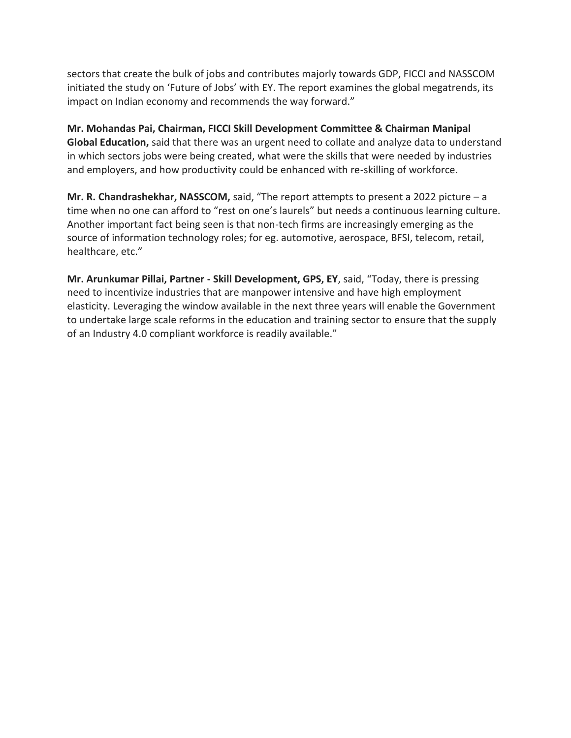sectors that create the bulk of jobs and contributes majorly towards GDP, FICCI and NASSCOM initiated the study on 'Future of Jobs' with EY. The report examines the global megatrends, its impact on Indian economy and recommends the way forward."

**Mr. Mohandas Pai, Chairman, FICCI Skill Development Committee & Chairman Manipal Global Education,** said that there was an urgent need to collate and analyze data to understand in which sectors jobs were being created, what were the skills that were needed by industries and employers, and how productivity could be enhanced with re-skilling of workforce.

**Mr. R. Chandrashekhar, NASSCOM,** said, "The report attempts to present a 2022 picture – a time when no one can afford to "rest on one's laurels" but needs a continuous learning culture. Another important fact being seen is that non-tech firms are increasingly emerging as the source of information technology roles; for eg. automotive, aerospace, BFSI, telecom, retail, healthcare, etc."

**Mr. Arunkumar Pillai, Partner - Skill Development, GPS, EY**, said, "Today, there is pressing need to incentivize industries that are manpower intensive and have high employment elasticity. Leveraging the window available in the next three years will enable the Government to undertake large scale reforms in the education and training sector to ensure that the supply of an Industry 4.0 compliant workforce is readily available."